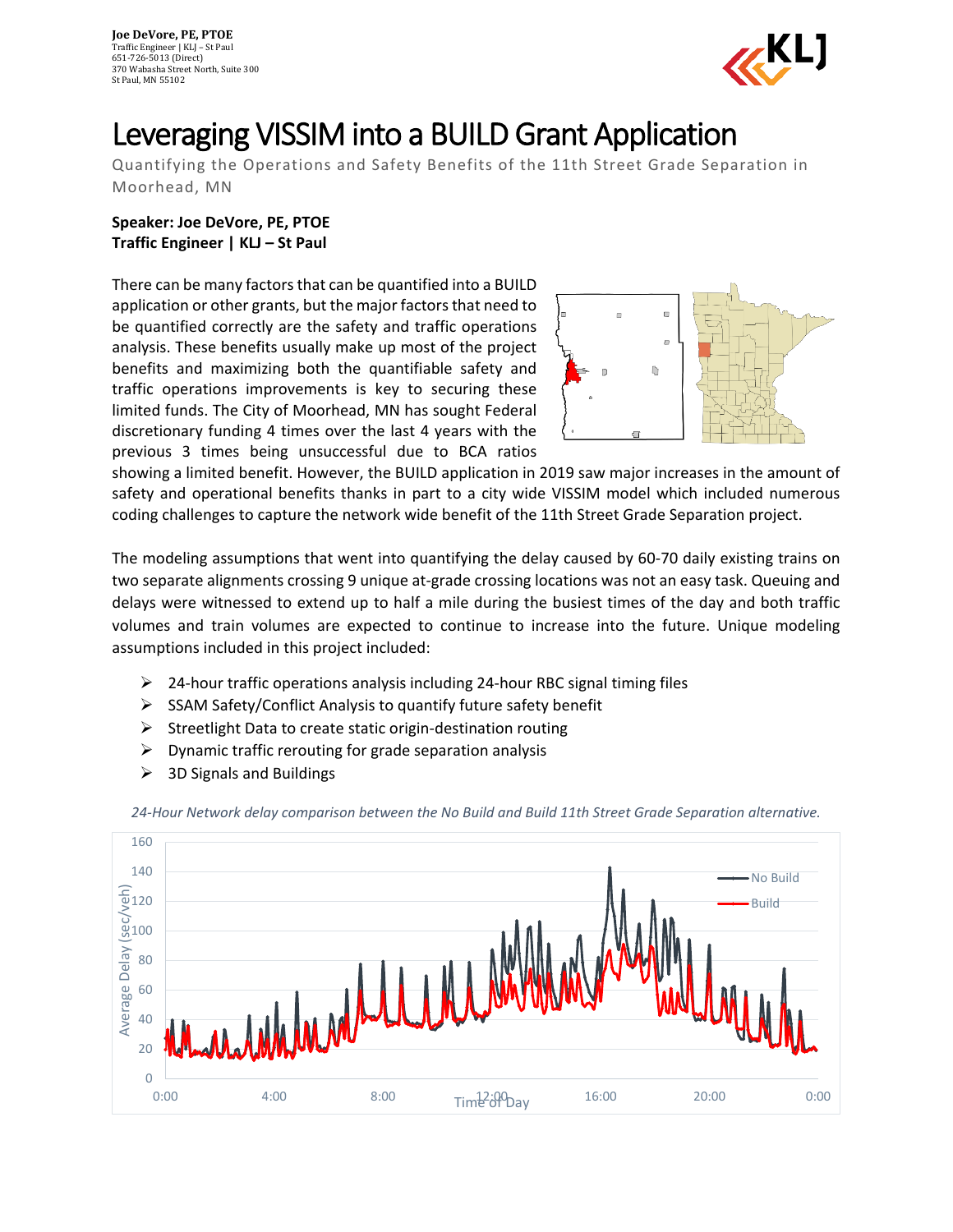**Joe DeVore, PE, PTOE**
Traffic Engineer | KLJ – St Paul
651-726-5013 (Direct)
370 Wabasha Street North, Suite 300
St Paul, MN 55102

# Leveraging VISSIM into a BUILD Grant Application

Quantifying the Operations and Safety Benefits of the 11th Street Grade Separation in Moorhead, MN

**Speaker: Joe DeVore, PE, PTOE**
**Traffic Engineer | KLJ – St Paul**

There can be many factors that can be quantified into a BUILD application or other grants, but the major factors that need to be quantified correctly are the safety and traffic operations analysis. These benefits usually make up most of the project benefits and maximizing both the quantifiable safety and traffic operations improvements is key to securing these limited funds. The City of Moorhead, MN has sought Federal discretionary funding 4 times over the last 4 years with the previous 3 times being unsuccessful due to BCA ratios showing a limited benefit. However, the BUILD application in 2019 saw major increases in the amount of safety and operational benefits thanks in part to a city wide VISSIM model which included numerous coding challenges to capture the network wide benefit of the 11th Street Grade Separation project.

The modeling assumptions that went into quantifying the delay caused by 60-70 daily existing trains on two separate alignments crossing 9 unique at-grade crossing locations was not an easy task. Queuing and delays were witnessed to extend up to half a mile during the busiest times of the day and both traffic volumes and train volumes are expected to continue to increase into the future. Unique modeling assumptions included in this project included:

- 24-hour traffic operations analysis including 24-hour RBC signal timing files
- SSAM Safety/Conflict Analysis to quantify future safety benefit
- Streetlight Data to create static origin-destination routing
- Dynamic traffic rerouting for grade separation analysis
- 3D Signals and Buildings

*24-Hour Network delay comparison between the No Build and Build 11th Street Grade Separation alternative.*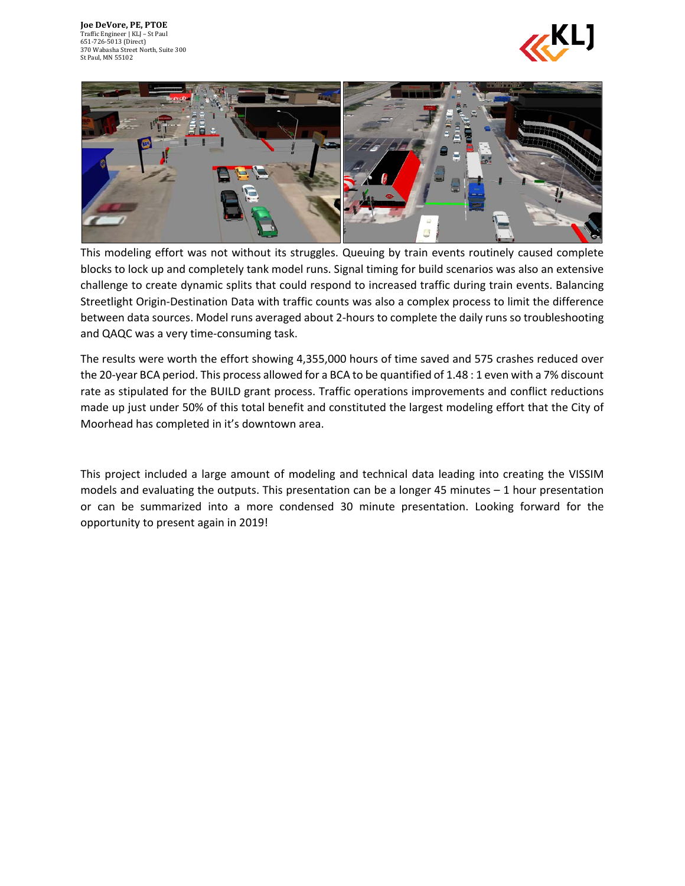This modeling effort was not without its struggles. Queuing by train events routinely caused complete blocks to lock up and completely tank model runs. Signal timing for build scenarios was also an extensive challenge to create dynamic splits that could respond to increased traffic during train events. Balancing Streetlight Origin-Destination Data with traffic counts was also a complex process to limit the difference between data sources. Model runs averaged about 2-hours to complete the daily runs so troubleshooting and QAQC was a very time-consuming task.

The results were worth the effort showing 4,355,000 hours of time saved and 575 crashes reduced over the 20-year BCA period. This process allowed for a BCA to be quantified of 1.48 : 1 even with a 7% discount rate as stipulated for the BUILD grant process. Traffic operations improvements and conflict reductions made up just under 50% of this total benefit and constituted the largest modeling effort that the City of Moorhead has completed in it's downtown area.

This project included a large amount of modeling and technical data leading into creating the VISSIM models and evaluating the outputs. This presentation can be a longer 45 minutes – 1 hour presentation or can be summarized into a more condensed 30 minute presentation. Looking forward for the opportunity to present again in 2019!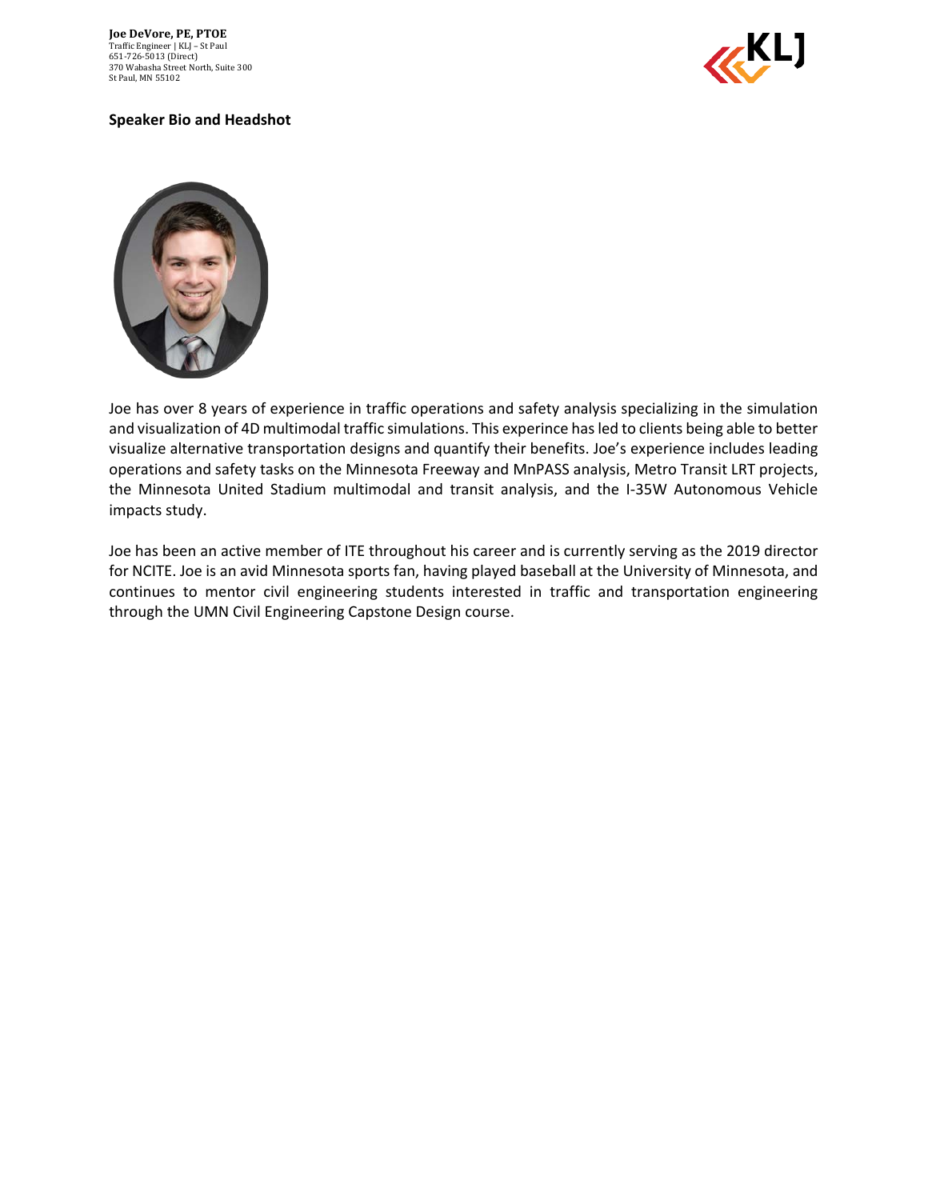**Joe DeVore, PE, PTOE**
Traffic Engineer | KLJ – St Paul
651-726-5013 (Direct)
370 Wabasha Street North, Suite 300
St Paul, MN 55102

**Speaker Bio and Headshot**

Joe has over 8 years of experience in traffic operations and safety analysis specializing in the simulation and visualization of 4D multimodal traffic simulations. This experince has led to clients being able to better visualize alternative transportation designs and quantify their benefits. Joe's experience includes leading operations and safety tasks on the Minnesota Freeway and MnPASS analysis, Metro Transit LRT projects, the Minnesota United Stadium multimodal and transit analysis, and the I-35W Autonomous Vehicle impacts study.

Joe has been an active member of ITE throughout his career and is currently serving as the 2019 director for NCITE. Joe is an avid Minnesota sports fan, having played baseball at the University of Minnesota, and continues to mentor civil engineering students interested in traffic and transportation engineering through the UMN Civil Engineering Capstone Design course.